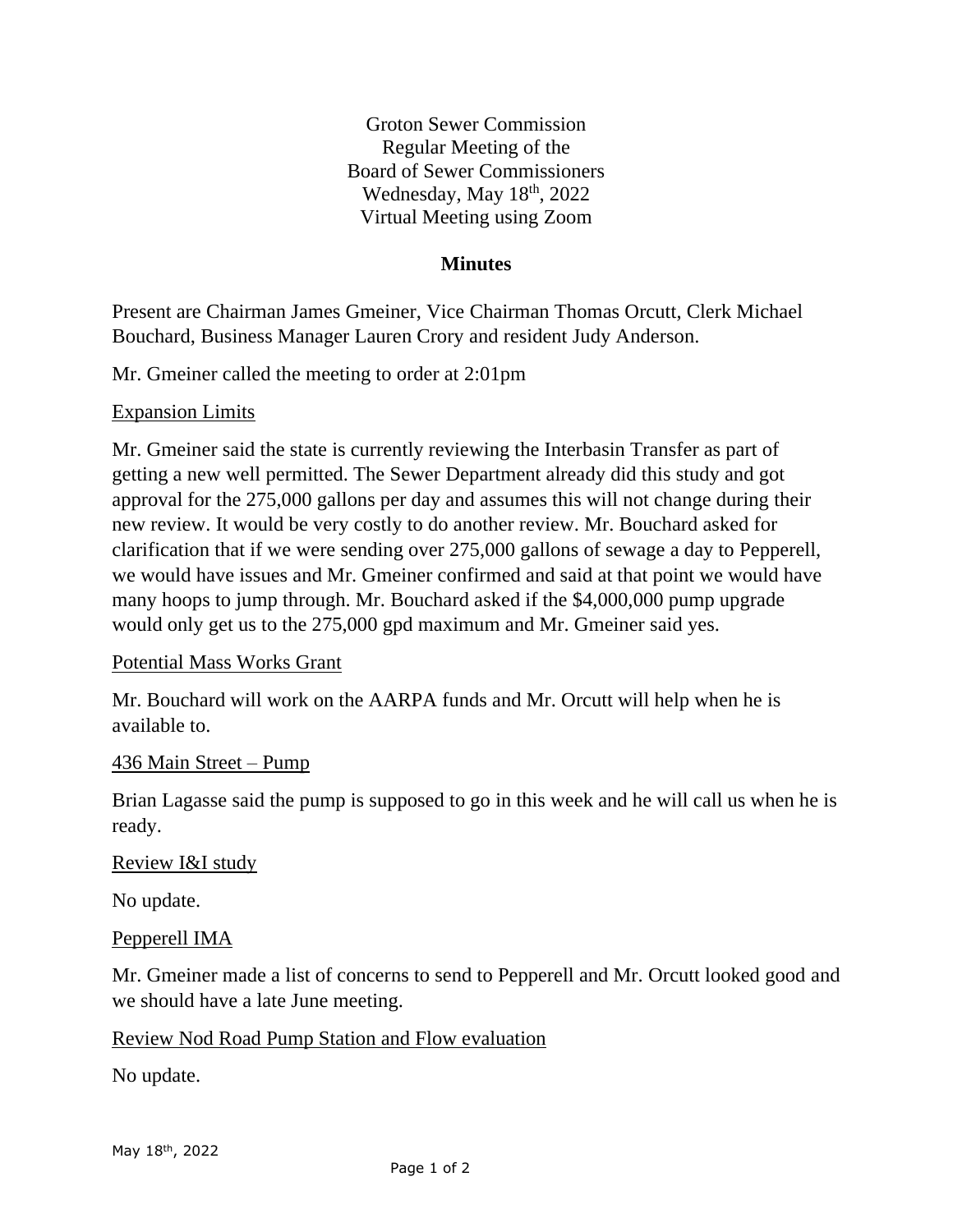Groton Sewer Commission
Regular Meeting of the
Board of Sewer Commissioners
Wednesday, May 18th, 2022
Virtual Meeting using Zoom

## Minutes

Present are Chairman James Gmeiner, Vice Chairman Thomas Orcutt, Clerk Michael Bouchard, Business Manager Lauren Crory and resident Judy Anderson.

Mr. Gmeiner called the meeting to order at 2:01pm

Expansion Limits

Mr. Gmeiner said the state is currently reviewing the Interbasin Transfer as part of getting a new well permitted. The Sewer Department already did this study and got approval for the 275,000 gallons per day and assumes this will not change during their new review. It would be very costly to do another review. Mr. Bouchard asked for clarification that if we were sending over 275,000 gallons of sewage a day to Pepperell, we would have issues and Mr. Gmeiner confirmed and said at that point we would have many hoops to jump through. Mr. Bouchard asked if the $4,000,000 pump upgrade would only get us to the 275,000 gpd maximum and Mr. Gmeiner said yes.

Potential Mass Works Grant

Mr. Bouchard will work on the AARPA funds and Mr. Orcutt will help when he is available to.

436 Main Street – Pump

Brian Lagasse said the pump is supposed to go in this week and he will call us when he is ready.

Review I&I study

No update.

Pepperell IMA

Mr. Gmeiner made a list of concerns to send to Pepperell and Mr. Orcutt looked good and we should have a late June meeting.

Review Nod Road Pump Station and Flow evaluation

No update.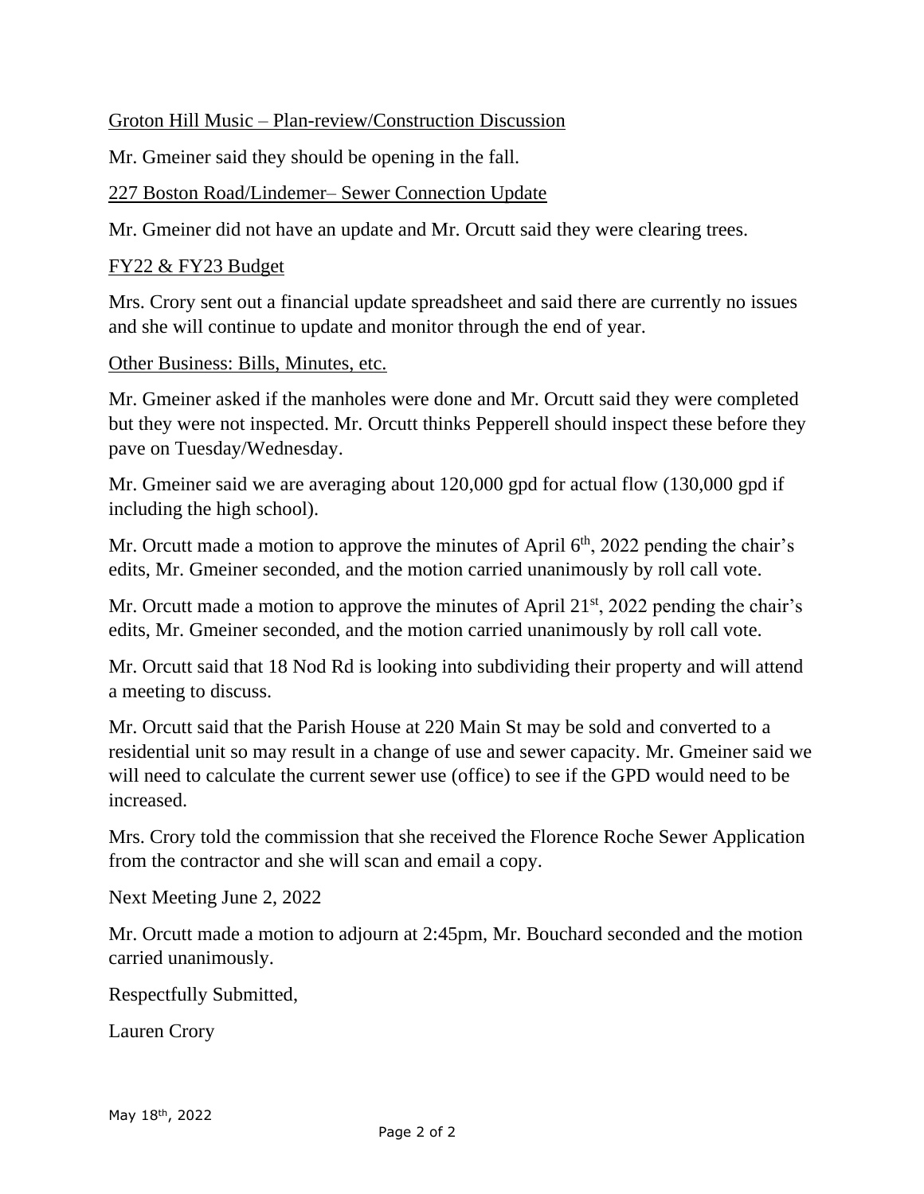Groton Hill Music – Plan-review/Construction Discussion

Mr. Gmeiner said they should be opening in the fall.

227 Boston Road/Lindemer– Sewer Connection Update

Mr. Gmeiner did not have an update and Mr. Orcutt said they were clearing trees.

FY22 & FY23 Budget

Mrs. Crory sent out a financial update spreadsheet and said there are currently no issues and she will continue to update and monitor through the end of year.

Other Business: Bills, Minutes, etc.

Mr. Gmeiner asked if the manholes were done and Mr. Orcutt said they were completed but they were not inspected. Mr. Orcutt thinks Pepperell should inspect these before they pave on Tuesday/Wednesday.

Mr. Gmeiner said we are averaging about 120,000 gpd for actual flow (130,000 gpd if including the high school).

Mr. Orcutt made a motion to approve the minutes of April 6th, 2022 pending the chair's edits, Mr. Gmeiner seconded, and the motion carried unanimously by roll call vote.

Mr. Orcutt made a motion to approve the minutes of April 21st, 2022 pending the chair's edits, Mr. Gmeiner seconded, and the motion carried unanimously by roll call vote.

Mr. Orcutt said that 18 Nod Rd is looking into subdividing their property and will attend a meeting to discuss.

Mr. Orcutt said that the Parish House at 220 Main St may be sold and converted to a residential unit so may result in a change of use and sewer capacity. Mr. Gmeiner said we will need to calculate the current sewer use (office) to see if the GPD would need to be increased.

Mrs. Crory told the commission that she received the Florence Roche Sewer Application from the contractor and she will scan and email a copy.

Next Meeting June 2, 2022

Mr. Orcutt made a motion to adjourn at 2:45pm, Mr. Bouchard seconded and the motion carried unanimously.

Respectfully Submitted,

Lauren Crory

May 18th, 2022